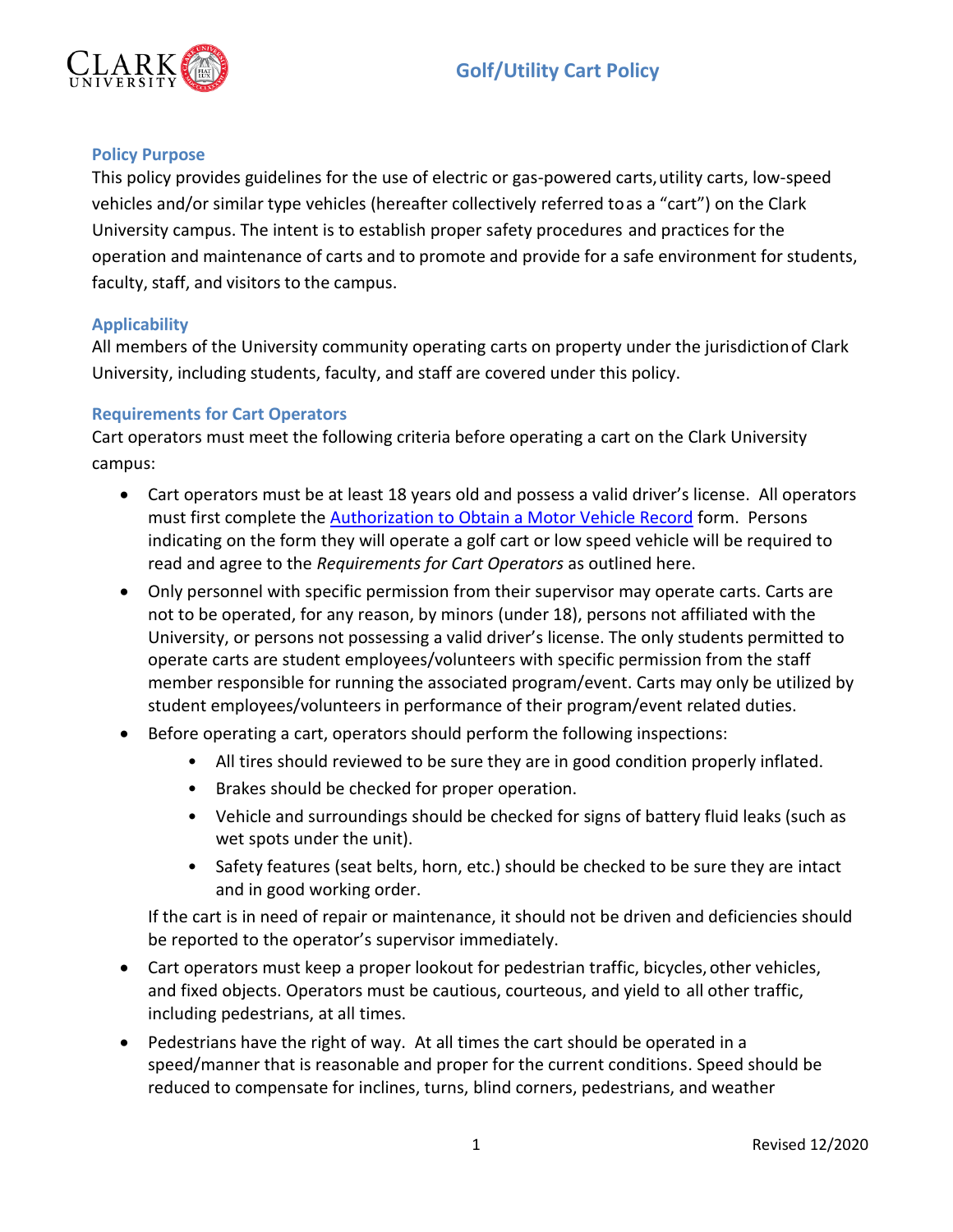# Golf/Utility Cart Policy

## Policy Purpose

This policy provides guidelines for the use of electric or gas-powered carts, utility carts, low-speed vehicles and/or similar type vehicles (hereafter collectively referred to as a "cart") on the Clark University campus. The intent is to establish proper safety procedures and practices for the operation and maintenance of carts and to promote and provide for a safe environment for students, faculty, staff, and visitors to the campus.

## Applicability

All members of the University community operating carts on property under the jurisdiction of Clark University, including students, faculty, and staff are covered under this policy.

## Requirements for Cart Operators

Cart operators must meet the following criteria before operating a cart on the Clark University campus:

- Cart operators must be at least 18 years old and possess a valid driver's license. All operators must first complete the Authorization to Obtain a Motor Vehicle Record form. Persons indicating on the form they will operate a golf cart or low speed vehicle will be required to read and agree to the *Requirements for Cart Operators* as outlined here.
- Only personnel with specific permission from their supervisor may operate carts. Carts are not to be operated, for any reason, by minors (under 18), persons not affiliated with the University, or persons not possessing a valid driver's license. The only students permitted to operate carts are student employees/volunteers with specific permission from the staff member responsible for running the associated program/event. Carts may only be utilized by student employees/volunteers in performance of their program/event related duties.
- Before operating a cart, operators should perform the following inspections:
  - All tires should reviewed to be sure they are in good condition properly inflated.
  - Brakes should be checked for proper operation.
  - Vehicle and surroundings should be checked for signs of battery fluid leaks (such as wet spots under the unit).
  - Safety features (seat belts, horn, etc.) should be checked to be sure they are intact and in good working order.

  If the cart is in need of repair or maintenance, it should not be driven and deficiencies should be reported to the operator's supervisor immediately.
- Cart operators must keep a proper lookout for pedestrian traffic, bicycles, other vehicles, and fixed objects. Operators must be cautious, courteous, and yield to all other traffic, including pedestrians, at all times.
- Pedestrians have the right of way. At all times the cart should be operated in a speed/manner that is reasonable and proper for the current conditions. Speed should be reduced to compensate for inclines, turns, blind corners, pedestrians, and weather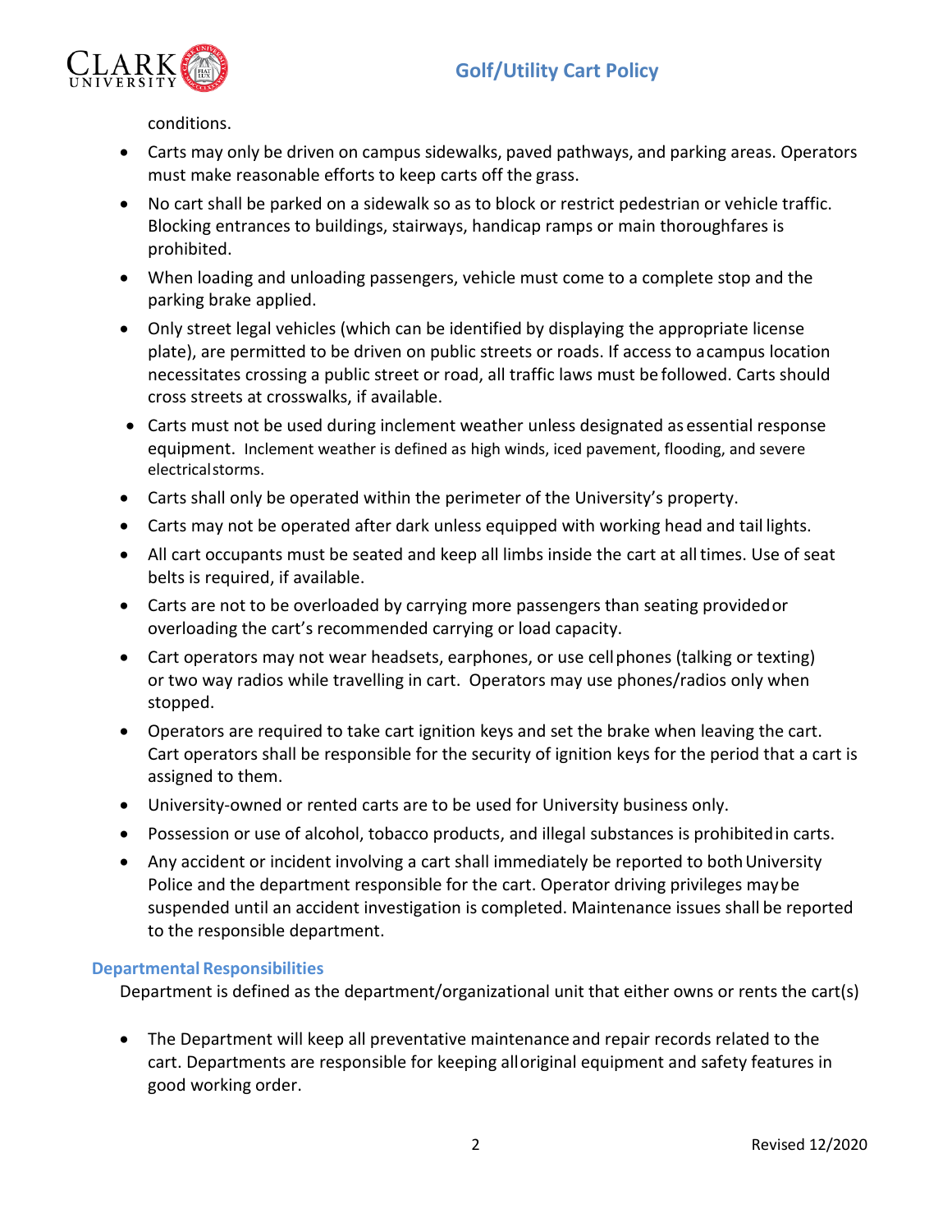conditions.

- Carts may only be driven on campus sidewalks, paved pathways, and parking areas. Operators must make reasonable efforts to keep carts off the grass.
- No cart shall be parked on a sidewalk so as to block or restrict pedestrian or vehicle traffic. Blocking entrances to buildings, stairways, handicap ramps or main thoroughfares is prohibited.
- When loading and unloading passengers, vehicle must come to a complete stop and the parking brake applied.
- Only street legal vehicles (which can be identified by displaying the appropriate license plate), are permitted to be driven on public streets or roads. If access to a campus location necessitates crossing a public street or road, all traffic laws must be followed. Carts should cross streets at crosswalks, if available.
- Carts must not be used during inclement weather unless designated as essential response equipment. Inclement weather is defined as high winds, iced pavement, flooding, and severe electrical storms.
- Carts shall only be operated within the perimeter of the University's property.
- Carts may not be operated after dark unless equipped with working head and tail lights.
- All cart occupants must be seated and keep all limbs inside the cart at all times. Use of seat belts is required, if available.
- Carts are not to be overloaded by carrying more passengers than seating provided or overloading the cart's recommended carrying or load capacity.
- Cart operators may not wear headsets, earphones, or use cell phones (talking or texting) or two way radios while travelling in cart. Operators may use phones/radios only when stopped.
- Operators are required to take cart ignition keys and set the brake when leaving the cart. Cart operators shall be responsible for the security of ignition keys for the period that a cart is assigned to them.
- University-owned or rented carts are to be used for University business only.
- Possession or use of alcohol, tobacco products, and illegal substances is prohibited in carts.
- Any accident or incident involving a cart shall immediately be reported to both University Police and the department responsible for the cart. Operator driving privileges may be suspended until an accident investigation is completed. Maintenance issues shall be reported to the responsible department.

### Departmental Responsibilities

Department is defined as the department/organizational unit that either owns or rents the cart(s)

- The Department will keep all preventative maintenance and repair records related to the cart. Departments are responsible for keeping all original equipment and safety features in good working order.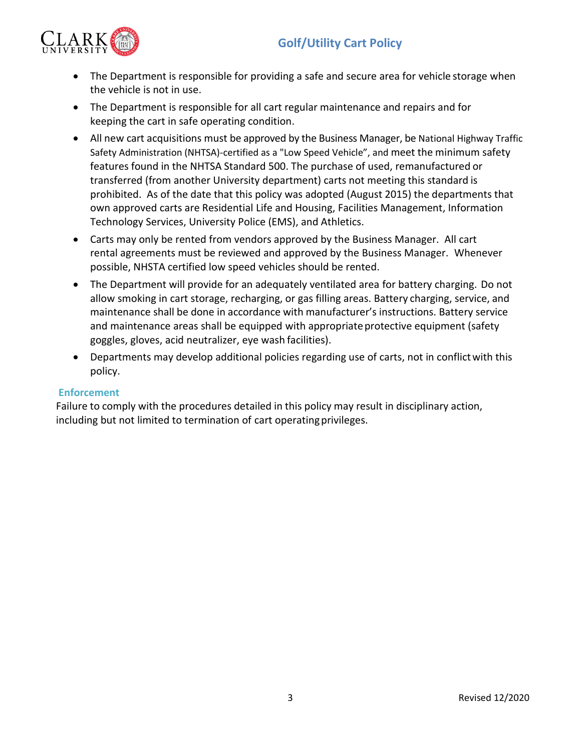- The Department is responsible for providing a safe and secure area for vehicle storage when the vehicle is not in use.
- The Department is responsible for all cart regular maintenance and repairs and for keeping the cart in safe operating condition.
- All new cart acquisitions must be approved by the Business Manager, be National Highway Traffic Safety Administration (NHTSA)-certified as a "Low Speed Vehicle", and meet the minimum safety features found in the NHTSA Standard 500. The purchase of used, remanufactured or transferred (from another University department) carts not meeting this standard is prohibited. As of the date that this policy was adopted (August 2015) the departments that own approved carts are Residential Life and Housing, Facilities Management, Information Technology Services, University Police (EMS), and Athletics.
- Carts may only be rented from vendors approved by the Business Manager. All cart rental agreements must be reviewed and approved by the Business Manager. Whenever possible, NHSTA certified low speed vehicles should be rented.
- The Department will provide for an adequately ventilated area for battery charging. Do not allow smoking in cart storage, recharging, or gas filling areas. Battery charging, service, and maintenance shall be done in accordance with manufacturer's instructions. Battery service and maintenance areas shall be equipped with appropriate protective equipment (safety goggles, gloves, acid neutralizer, eye wash facilities).
- Departments may develop additional policies regarding use of carts, not in conflict with this policy.

## Enforcement

Failure to comply with the procedures detailed in this policy may result in disciplinary action, including but not limited to termination of cart operating privileges.